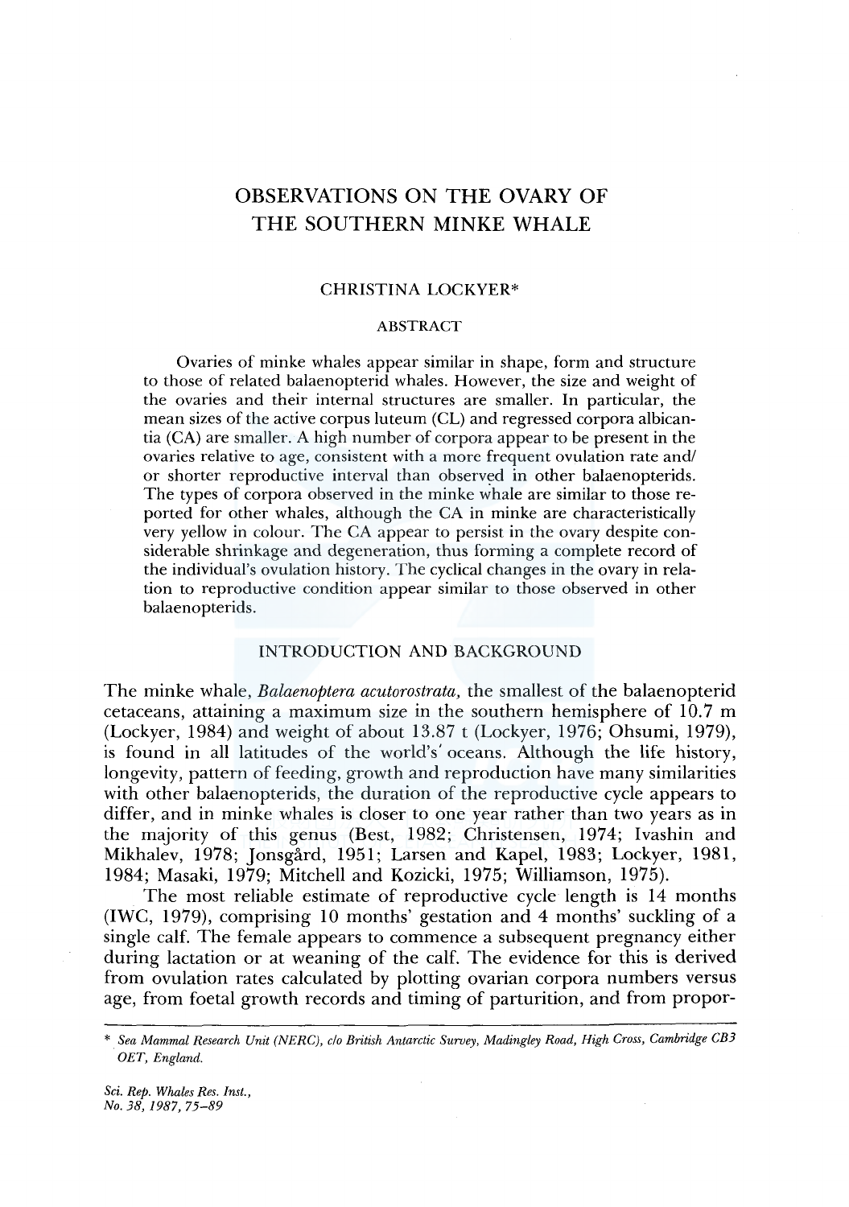# OBSERVATIONS ON THE OVARY OF THE SOUTHERN MINKE WHALE

CHRISTINA LOCKYER*

## ABSTRACT

Ovaries of minke whales appear similar in shape, form and structure to those of related balaenopterid whales. However, the size and weight of the ovaries and their internal structures are smaller. In particular, the mean sizes of the active corpus luteum (CL) and regressed corpora albicantia (CA) are smaller. A high number of corpora appear to be present in the ovaries relative to age, consistent with a more frequent ovulation rate and/or shorter reproductive interval than observed in other balaenopterids. The types of corpora observed in the minke whale are similar to those reported for other whales, although the CA in minke are characteristically very yellow in colour. The CA appear to persist in the ovary despite considerable shrinkage and degeneration, thus forming a complete record of the individual's ovulation history. The cyclical changes in the ovary in relation to reproductive condition appear similar to those observed in other balaenopterids.

## INTRODUCTION AND BACKGROUND

The minke whale, *Balaenoptera acutorostrata*, the smallest of the balaenopterid cetaceans, attaining a maximum size in the southern hemisphere of 10.7 m (Lockyer, 1984) and weight of about 13.87 t (Lockyer, 1976; Ohsumi, 1979), is found in all latitudes of the world's' oceans. Although the life history, longevity, pattern of feeding, growth and reproduction have many similarities with other balaenopterids, the duration of the reproductive cycle appears to differ, and in minke whales is closer to one year rather than two years as in the majority of this genus (Best, 1982; Christensen, 1974; Ivashin and Mikhalev, 1978; Jonsgård, 1951; Larsen and Kapel, 1983; Lockyer, 1981, 1984; Masaki, 1979; Mitchell and Kozicki, 1975; Williamson, 1975).

The most reliable estimate of reproductive cycle length is 14 months (IWC, 1979), comprising 10 months' gestation and 4 months' suckling of a single calf. The female appears to commence a subsequent pregnancy either during lactation or at weaning of the calf. The evidence for this is derived from ovulation rates calculated by plotting ovarian corpora numbers versus age, from foetal growth records and timing of parturition, and from propor-

---

\* *Sea Mammal Research Unit (NERC), c/o British Antarctic Survey, Madingley Road, High Cross, Cambridge CB3 OET, England.*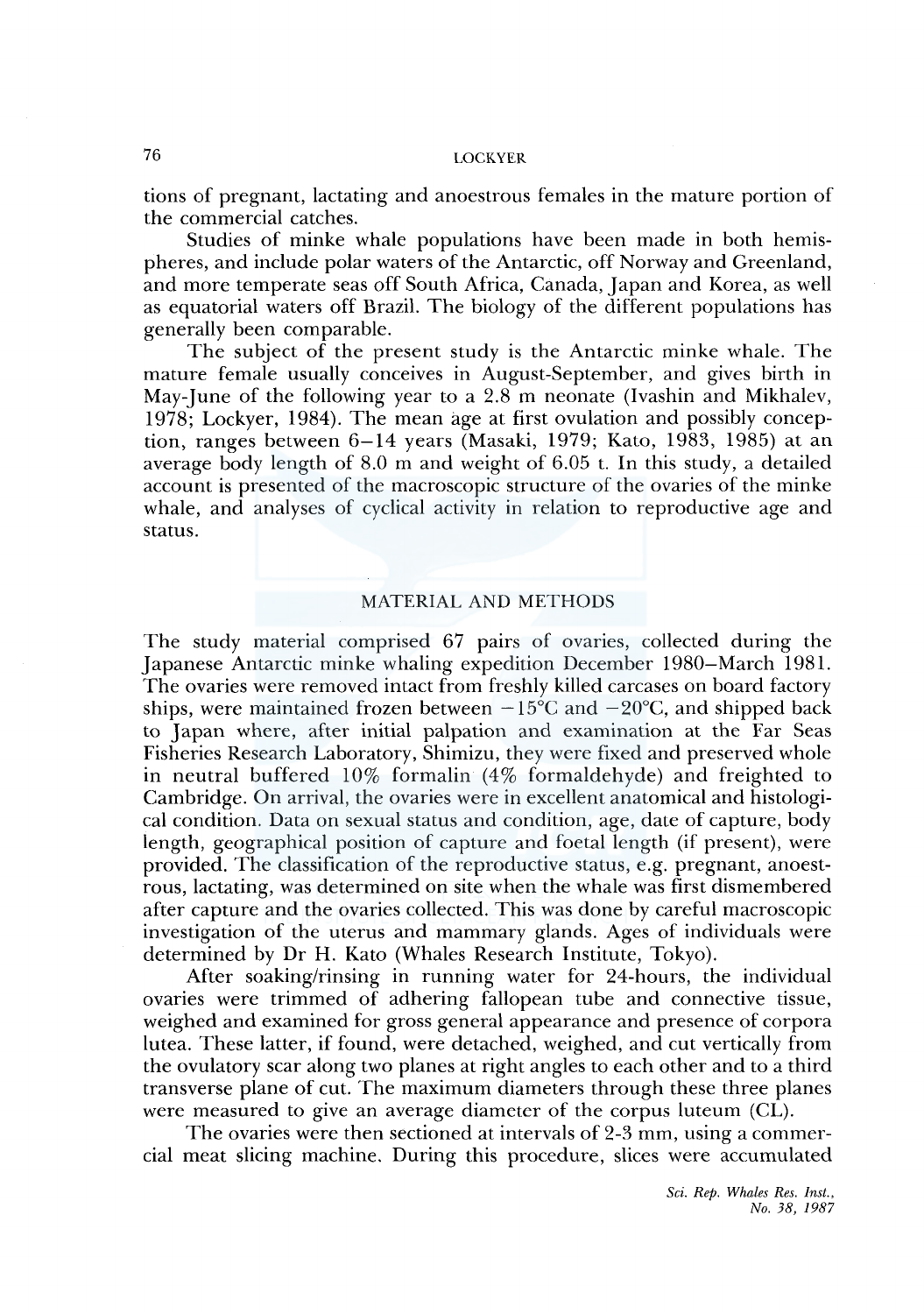tions of pregnant, lactating and anoestrous females in the mature portion of the commercial catches.

Studies of minke whale populations have been made in both hemispheres, and include polar waters of the Antarctic, off Norway and Greenland, and more temperate seas off South Africa, Canada, Japan and Korea, as well as equatorial waters off Brazil. The biology of the different populations has generally been comparable.

The subject of the present study is the Antarctic minke whale. The mature female usually conceives in August-September, and gives birth in May-June of the following year to a 2.8 m neonate (Ivashin and Mikhalev, 1978; Lockyer, 1984). The mean age at first ovulation and possibly conception, ranges between 6–14 years (Masaki, 1979; Kato, 1983, 1985) at an average body length of 8.0 m and weight of 6.05 t. In this study, a detailed account is presented of the macroscopic structure of the ovaries of the minke whale, and analyses of cyclical activity in relation to reproductive age and status.

## MATERIAL AND METHODS

The study material comprised 67 pairs of ovaries, collected during the Japanese Antarctic minke whaling expedition December 1980–March 1981. The ovaries were removed intact from freshly killed carcases on board factory ships, were maintained frozen between −15°C and −20°C, and shipped back to Japan where, after initial palpation and examination at the Far Seas Fisheries Research Laboratory, Shimizu, they were fixed and preserved whole in neutral buffered 10% formalin (4% formaldehyde) and freighted to Cambridge. On arrival, the ovaries were in excellent anatomical and histological condition. Data on sexual status and condition, age, date of capture, body length, geographical position of capture and foetal length (if present), were provided. The classification of the reproductive status, e.g. pregnant, anoestrous, lactating, was determined on site when the whale was first dismembered after capture and the ovaries collected. This was done by careful macroscopic investigation of the uterus and mammary glands. Ages of individuals were determined by Dr H. Kato (Whales Research Institute, Tokyo).

After soaking/rinsing in running water for 24-hours, the individual ovaries were trimmed of adhering fallopean tube and connective tissue, weighed and examined for gross general appearance and presence of corpora lutea. These latter, if found, were detached, weighed, and cut vertically from the ovulatory scar along two planes at right angles to each other and to a third transverse plane of cut. The maximum diameters through these three planes were measured to give an average diameter of the corpus luteum (CL).

The ovaries were then sectioned at intervals of 2-3 mm, using a commercial meat slicing machine. During this procedure, slices were accumulated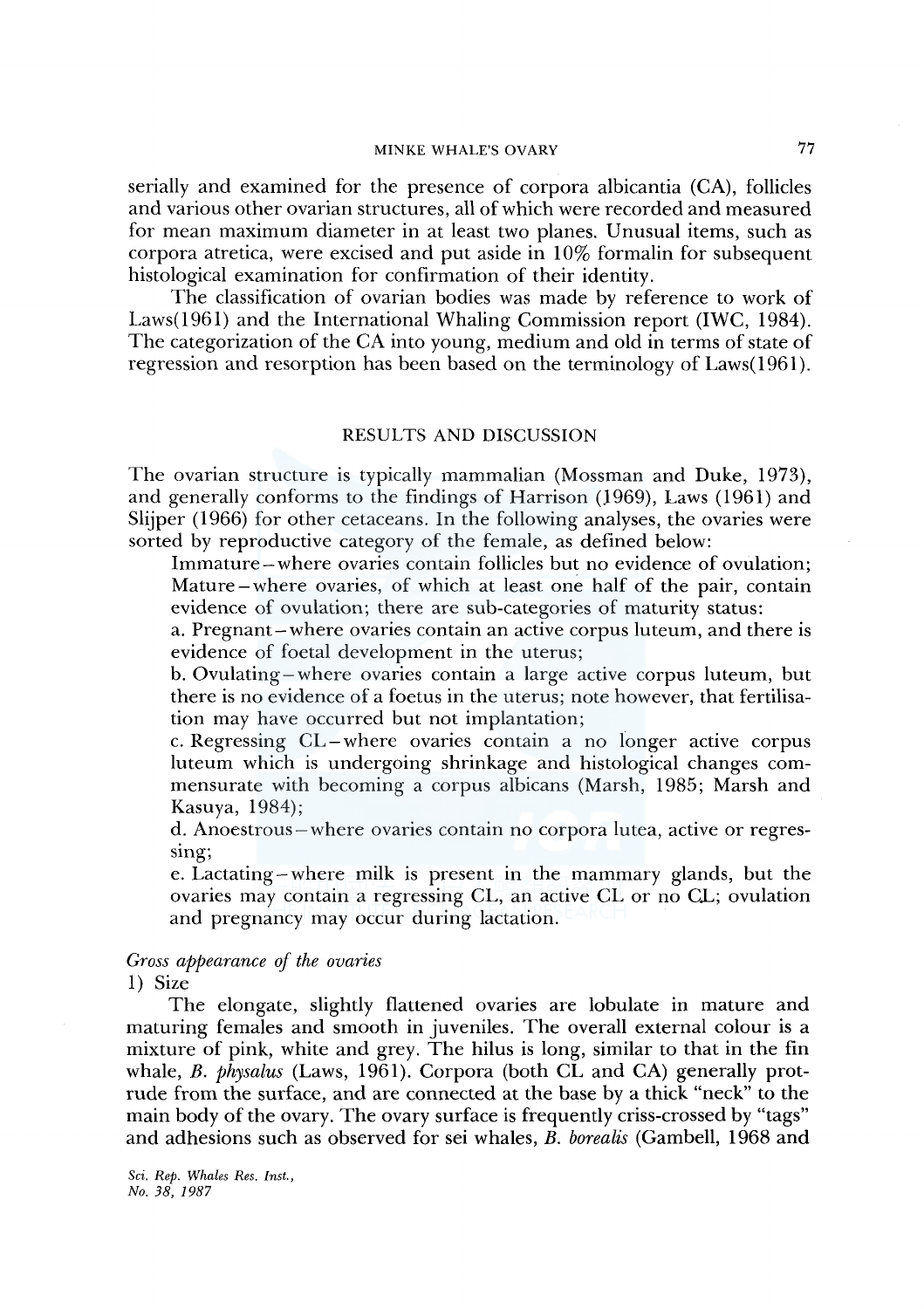serially and examined for the presence of corpora albicantia (CA), follicles and various other ovarian structures, all of which were recorded and measured for mean maximum diameter in at least two planes. Unusual items, such as corpora atretica, were excised and put aside in 10% formalin for subsequent histological examination for confirmation of their identity.

The classification of ovarian bodies was made by reference to work of Laws(1961) and the International Whaling Commission report (IWC, 1984). The categorization of the CA into young, medium and old in terms of state of regression and resorption has been based on the terminology of Laws(1961).

## RESULTS AND DISCUSSION

The ovarian structure is typically mammalian (Mossman and Duke, 1973), and generally conforms to the findings of Harrison (1969), Laws (1961) and Slijper (1966) for other cetaceans. In the following analyses, the ovaries were sorted by reproductive category of the female, as defined below:

Immature – where ovaries contain follicles but no evidence of ovulation;

Mature – where ovaries, of which at least one half of the pair, contain evidence of ovulation; there are sub-categories of maturity status:

a. Pregnant – where ovaries contain an active corpus luteum, and there is evidence of foetal development in the uterus;

b. Ovulating – where ovaries contain a large active corpus luteum, but there is no evidence of a foetus in the uterus; note however, that fertilisation may have occurred but not implantation;

c. Regressing CL – where ovaries contain a no longer active corpus luteum which is undergoing shrinkage and histological changes commensurate with becoming a corpus albicans (Marsh, 1985; Marsh and Kasuya, 1984);

d. Anoestrous – where ovaries contain no corpora lutea, active or regressing;

e. Lactating – where milk is present in the mammary glands, but the ovaries may contain a regressing CL, an active CL or no CL; ovulation and pregnancy may occur during lactation.

### *Gross appearance of the ovaries*

1) Size

The elongate, slightly flattened ovaries are lobulate in mature and maturing females and smooth in juveniles. The overall external colour is a mixture of pink, white and grey. The hilus is long, similar to that in the fin whale, *B. physalus* (Laws, 1961). Corpora (both CL and CA) generally protrude from the surface, and are connected at the base by a thick "neck" to the main body of the ovary. The ovary surface is frequently criss-crossed by "tags" and adhesions such as observed for sei whales, *B. borealis* (Gambell, 1968 and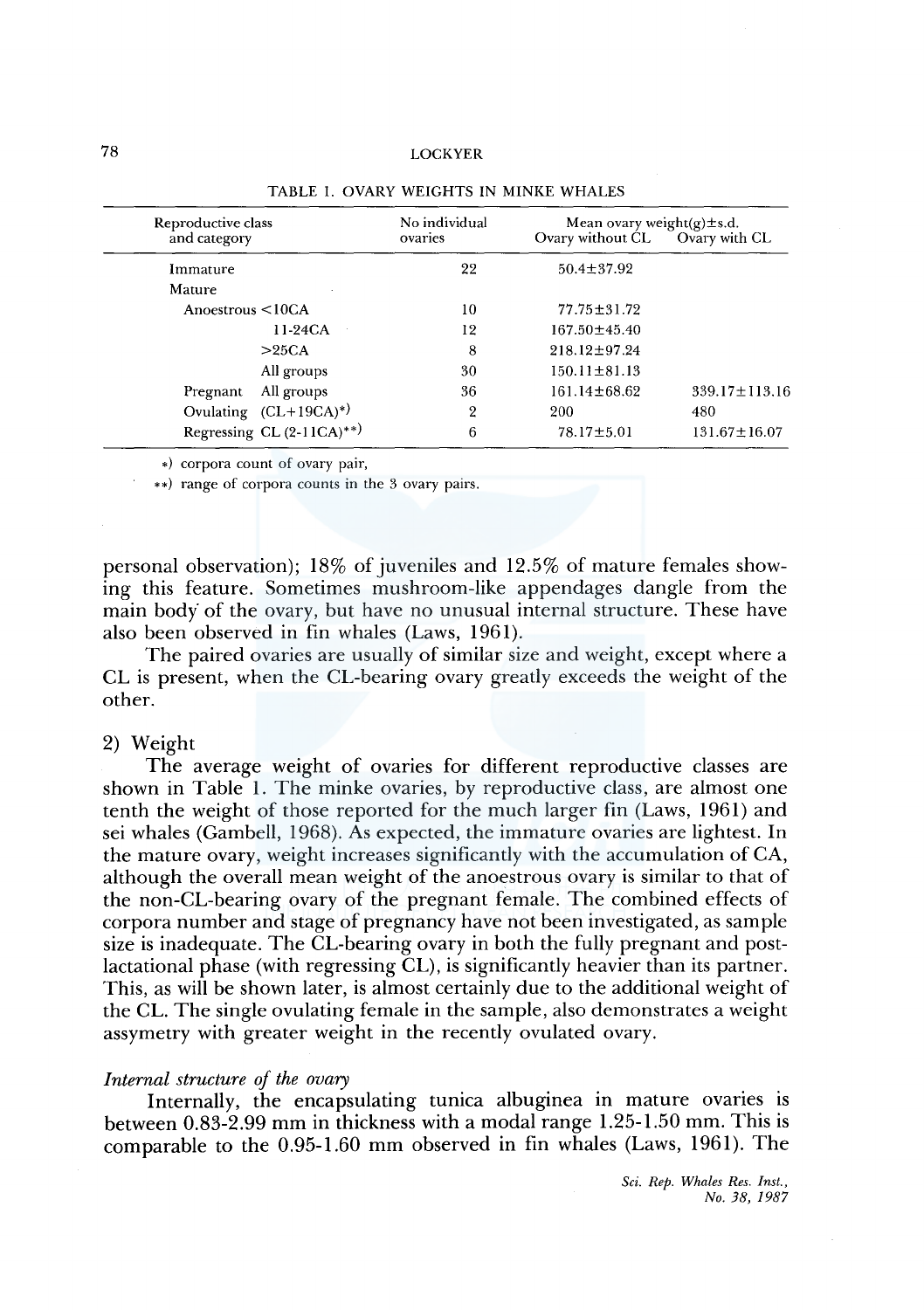TABLE 1. OVARY WEIGHTS IN MINKE WHALES

| Reproductive class and category | | No individual ovaries | Mean ovary weight(g)±s.d. Ovary without CL | Ovary with CL |
|---|---|---|---|---|
| Immature | | 22 | 50.4±37.92 | |
| Mature | | | | |
| Anoestrous | <10CA | 10 | 77.75±31.72 | |
| | 11-24CA | 12 | 167.50±45.40 | |
| | >25CA | 8 | 218.12±97.24 | |
| | All groups | 30 | 150.11±81.13 | |
| Pregnant | All groups | 36 | 161.14±68.62 | 339.17±113.16 |
| Ovulating | (CL+19CA)*) | 2 | 200 | 480 |
| Regressing | CL (2-11CA)**) | 6 | 78.17±5.01 | 131.67±16.07 |

*) corpora count of ovary pair,

**) range of corpora counts in the 3 ovary pairs.

personal observation); 18% of juveniles and 12.5% of mature females showing this feature. Sometimes mushroom-like appendages dangle from the main body of the ovary, but have no unusual internal structure. These have also been observed in fin whales (Laws, 1961).

The paired ovaries are usually of similar size and weight, except where a CL is present, when the CL-bearing ovary greatly exceeds the weight of the other.

2) Weight

The average weight of ovaries for different reproductive classes are shown in Table 1. The minke ovaries, by reproductive class, are almost one tenth the weight of those reported for the much larger fin (Laws, 1961) and sei whales (Gambell, 1968). As expected, the immature ovaries are lightest. In the mature ovary, weight increases significantly with the accumulation of CA, although the overall mean weight of the anoestrous ovary is similar to that of the non-CL-bearing ovary of the pregnant female. The combined effects of corpora number and stage of pregnancy have not been investigated, as sample size is inadequate. The CL-bearing ovary in both the fully pregnant and post-lactational phase (with regressing CL), is significantly heavier than its partner. This, as will be shown later, is almost certainly due to the additional weight of the CL. The single ovulating female in the sample, also demonstrates a weight assymetry with greater weight in the recently ovulated ovary.

*Internal structure of the ovary*

Internally, the encapsulating tunica albuginea in mature ovaries is between 0.83-2.99 mm in thickness with a modal range 1.25-1.50 mm. This is comparable to the 0.95-1.60 mm observed in fin whales (Laws, 1961). The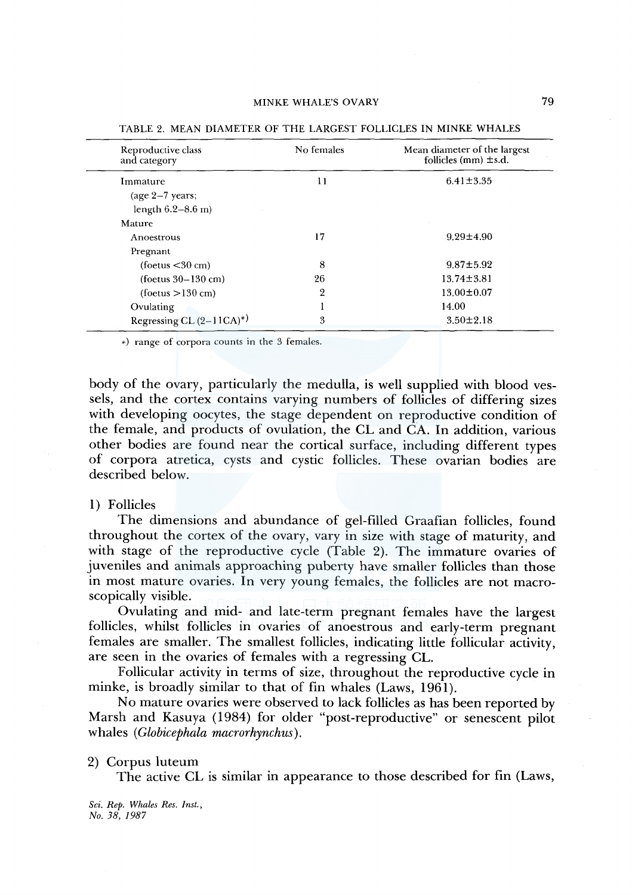TABLE 2. MEAN DIAMETER OF THE LARGEST FOLLICLES IN MINKE WHALES

| Reproductive class and category | No females | Mean diameter of the largest follicles (mm) ±s.d. |
|---|---|---|
| Immature (age 2–7 years; length 6.2–8.6 m) | 11 | 6.41±3.35 |
| Mature | | |
| Anoestrous | 17 | 9.29±4.90 |
| Pregnant | | |
| (foetus <30 cm) | 8 | 9.87±5.92 |
| (foetus 30–130 cm) | 26 | 13.74±3.81 |
| (foetus >130 cm) | 2 | 13.00±0.07 |
| Ovulating | 1 | 14.00 |
| Regressing CL (2–11CA)*) | 3 | 3.50±2.18 |

*) range of corpora counts in the 3 females.

body of the ovary, particularly the medulla, is well supplied with blood vessels, and the cortex contains varying numbers of follicles of differing sizes with developing oocytes, the stage dependent on reproductive condition of the female, and products of ovulation, the CL and CA. In addition, various other bodies are found near the cortical surface, including different types of corpora atretica, cysts and cystic follicles. These ovarian bodies are described below.

### 1) Follicles

The dimensions and abundance of gel-filled Graafian follicles, found throughout the cortex of the ovary, vary in size with stage of maturity, and with stage of the reproductive cycle (Table 2). The immature ovaries of juveniles and animals approaching puberty have smaller follicles than those in most mature ovaries. In very young females, the follicles are not macroscopically visible.

Ovulating and mid- and late-term pregnant females have the largest follicles, whilst follicles in ovaries of anoestrous and early-term pregnant females are smaller. The smallest follicles, indicating little follicular activity, are seen in the ovaries of females with a regressing CL.

Follicular activity in terms of size, throughout the reproductive cycle in minke, is broadly similar to that of fin whales (Laws, 1961).

No mature ovaries were observed to lack follicles as has been reported by Marsh and Kasuya (1984) for older "post-reproductive" or senescent pilot whales (*Globicephala macrorhynchus*).

### 2) Corpus luteum

The active CL is similar in appearance to those described for fin (Laws,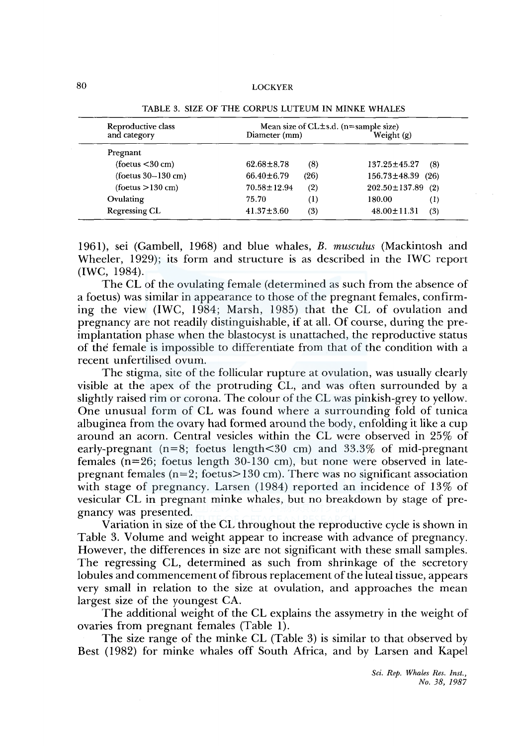TABLE 3. SIZE OF THE CORPUS LUTEUM IN MINKE WHALES

| Reproductive class and category | Mean size of CL±s.d. (n=sample size) Diameter (mm) | | Weight (g) | |
|---|---|---|---|---|
| Pregnant | | | | |
| (foetus <30 cm) | 62.68±8.78 | (8) | 137.25±45.27 | (8) |
| (foetus 30–130 cm) | 66.40±6.79 | (26) | 156.73±48.39 | (26) |
| (foetus >130 cm) | 70.58±12.94 | (2) | 202.50±137.89 | (2) |
| Ovulating | 75.70 | (1) | 180.00 | (1) |
| Regressing CL | 41.37±3.60 | (3) | 48.00±11.31 | (3) |

1961), sei (Gambell, 1968) and blue whales, *B. musculus* (Mackintosh and Wheeler, 1929); its form and structure is as described in the IWC report (IWC, 1984).

The CL of the ovulating female (determined as such from the absence of a foetus) was similar in appearance to those of the pregnant females, confirming the view (IWC, 1984; Marsh, 1985) that the CL of ovulation and pregnancy are not readily distinguishable, if at all. Of course, during the pre-implantation phase when the blastocyst is unattached, the reproductive status of the female is impossible to differentiate from that of the condition with a recent unfertilised ovum.

The stigma, site of the follicular rupture at ovulation, was usually clearly visible at the apex of the protruding CL, and was often surrounded by a slightly raised rim or corona. The colour of the CL was pinkish-grey to yellow. One unusual form of CL was found where a surrounding fold of tunica albuginea from the ovary had formed around the body, enfolding it like a cup around an acorn. Central vesicles within the CL were observed in 25% of early-pregnant (n=8; foetus length<30 cm) and 33.3% of mid-pregnant females (n=26; foetus length 30-130 cm), but none were observed in late-pregnant females (n=2; foetus>130 cm). There was no significant association with stage of pregnancy. Larsen (1984) reported an incidence of 13% of vesicular CL in pregnant minke whales, but no breakdown by stage of pregnancy was presented.

Variation in size of the CL throughout the reproductive cycle is shown in Table 3. Volume and weight appear to increase with advance of pregnancy. However, the differences in size are not significant with these small samples. The regressing CL, determined as such from shrinkage of the secretory lobules and commencement of fibrous replacement of the luteal tissue, appears very small in relation to the size at ovulation, and approaches the mean largest size of the youngest CA.

The additional weight of the CL explains the assymetry in the weight of ovaries from pregnant females (Table 1).

The size range of the minke CL (Table 3) is similar to that observed by Best (1982) for minke whales off South Africa, and by Larsen and Kapel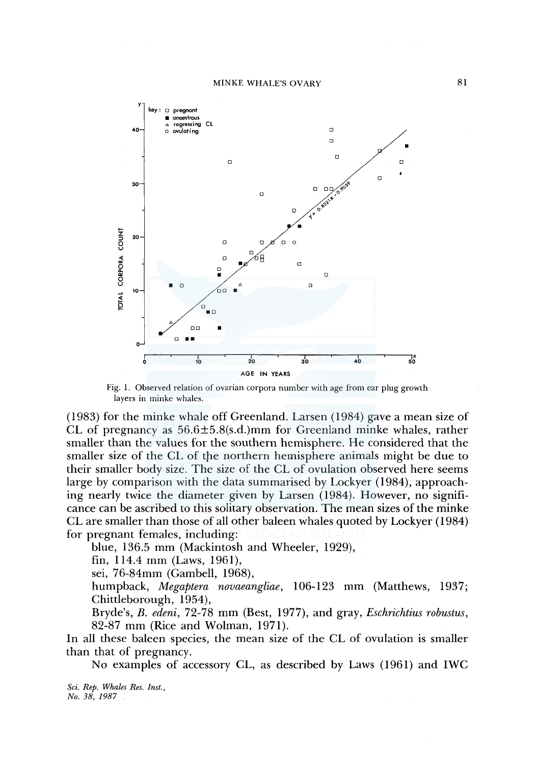Fig. 1. Observed relation of ovarian corpora number with age from ear plug growth layers in minke whales.

(1983) for the minke whale off Greenland. Larsen (1984) gave a mean size of CL of pregnancy as 56.6±5.8(s.d.)mm for Greenland minke whales, rather smaller than the values for the southern hemisphere. He considered that the smaller size of the CL of the northern hemisphere animals might be due to their smaller body size. The size of the CL of ovulation observed here seems large by comparison with the data summarised by Lockyer (1984), approaching nearly twice the diameter given by Larsen (1984). However, no significance can be ascribed to this solitary observation. The mean sizes of the minke CL are smaller than those of all other baleen whales quoted by Lockyer (1984) for pregnant females, including:

blue, 136.5 mm (Mackintosh and Wheeler, 1929),
fin, 114.4 mm (Laws, 1961),
sei, 76-84mm (Gambell, 1968),
humpback, *Megaptera novaeangliae*, 106-123 mm (Matthews, 1937; Chittleborough, 1954),
Bryde's, *B. edeni*, 72-78 mm (Best, 1977), and gray, *Eschrichtius robustus*, 82-87 mm (Rice and Wolman, 1971).

In all these baleen species, the mean size of the CL of ovulation is smaller than that of pregnancy.

No examples of accessory CL, as described by Laws (1961) and IWC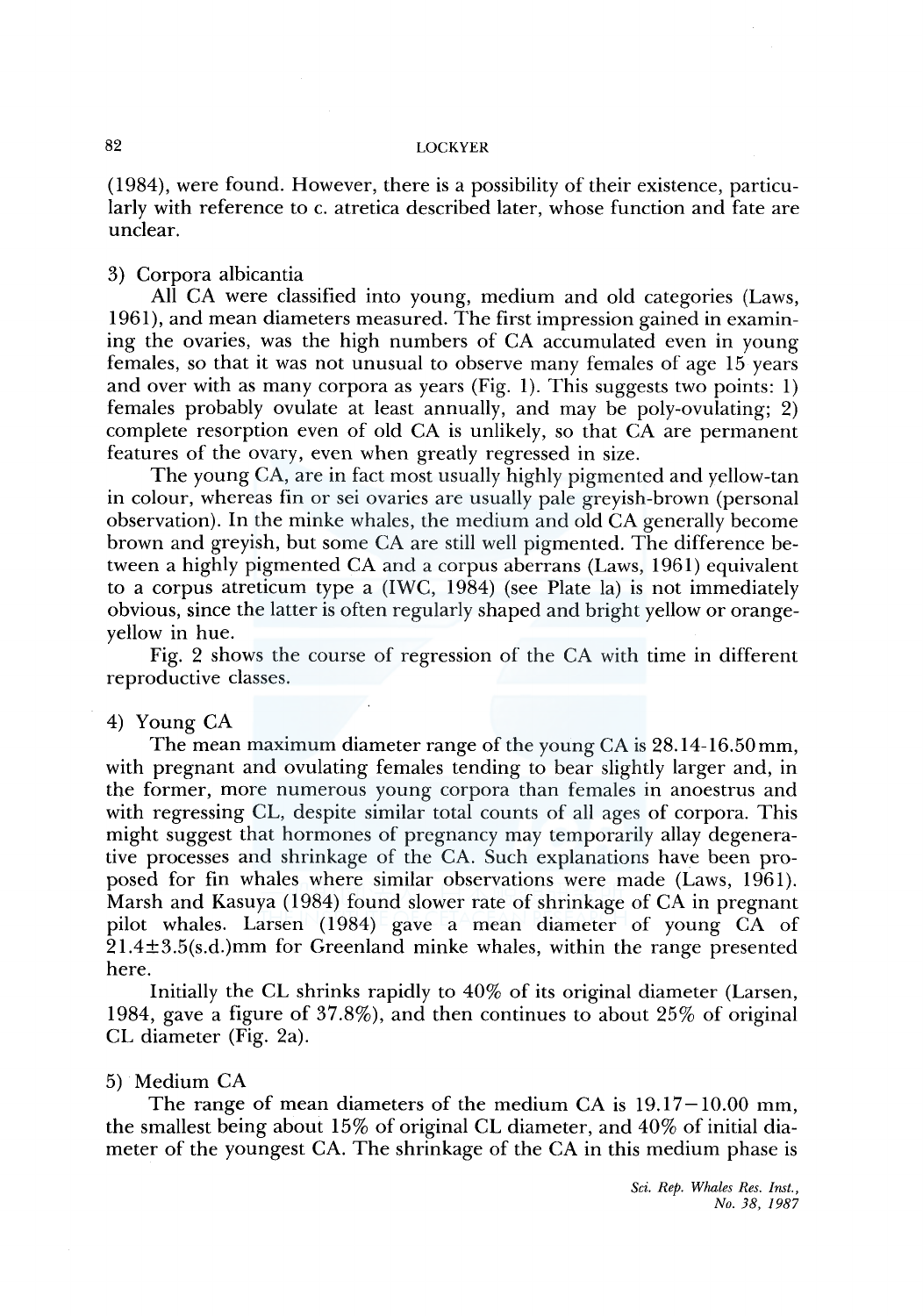(1984), were found. However, there is a possibility of their existence, particularly with reference to c. atretica described later, whose function and fate are unclear.

3) Corpora albicantia

All CA were classified into young, medium and old categories (Laws, 1961), and mean diameters measured. The first impression gained in examining the ovaries, was the high numbers of CA accumulated even in young females, so that it was not unusual to observe many females of age 15 years and over with as many corpora as years (Fig. 1). This suggests two points: 1) females probably ovulate at least annually, and may be poly-ovulating; 2) complete resorption even of old CA is unlikely, so that CA are permanent features of the ovary, even when greatly regressed in size.

The young CA, are in fact most usually highly pigmented and yellow-tan in colour, whereas fin or sei ovaries are usually pale greyish-brown (personal observation). In the minke whales, the medium and old CA generally become brown and greyish, but some CA are still well pigmented. The difference between a highly pigmented CA and a corpus aberrans (Laws, 1961) equivalent to a corpus atreticum type a (IWC, 1984) (see Plate 1a) is not immediately obvious, since the latter is often regularly shaped and bright yellow or orange-yellow in hue.

Fig. 2 shows the course of regression of the CA with time in different reproductive classes.

4) Young CA

The mean maximum diameter range of the young CA is 28.14-16.50 mm, with pregnant and ovulating females tending to bear slightly larger and, in the former, more numerous young corpora than females in anoestrus and with regressing CL, despite similar total counts of all ages of corpora. This might suggest that hormones of pregnancy may temporarily allay degenerative processes and shrinkage of the CA. Such explanations have been proposed for fin whales where similar observations were made (Laws, 1961). Marsh and Kasuya (1984) found slower rate of shrinkage of CA in pregnant pilot whales. Larsen (1984) gave a mean diameter of young CA of $21.4 \pm 3.5$(s.d.)mm for Greenland minke whales, within the range presented here.

Initially the CL shrinks rapidly to 40% of its original diameter (Larsen, 1984, gave a figure of 37.8%), and then continues to about 25% of original CL diameter (Fig. 2a).

5) Medium CA

The range of mean diameters of the medium CA is 19.17–10.00 mm, the smallest being about 15% of original CL diameter, and 40% of initial diameter of the youngest CA. The shrinkage of the CA in this medium phase is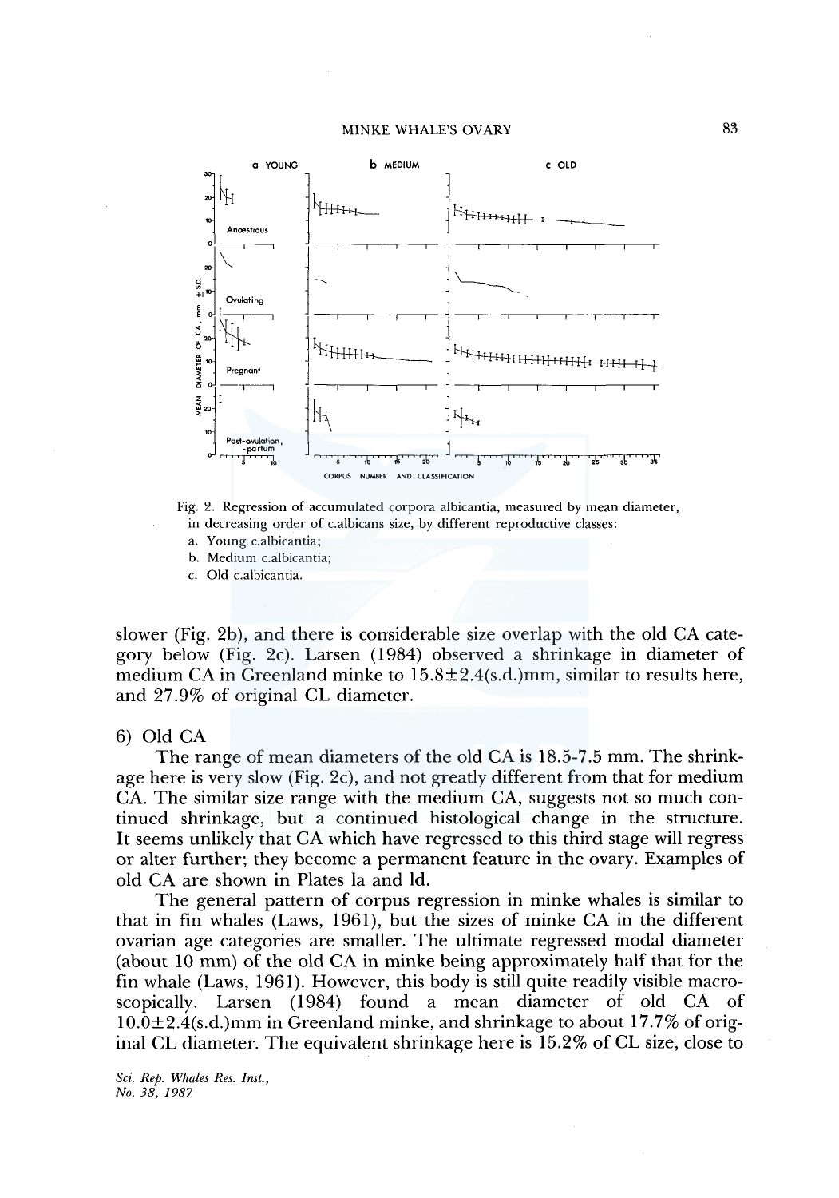Fig. 2. Regression of accumulated corpora albicantia, measured by mean diameter, in decreasing order of c.albicans size, by different reproductive classes:
a. Young c.albicantia;
b. Medium c.albicantia;
c. Old c.albicantia.

slower (Fig. 2b), and there is considerable size overlap with the old CA category below (Fig. 2c). Larsen (1984) observed a shrinkage in diameter of medium CA in Greenland minke to 15.8±2.4(s.d.)mm, similar to results here, and 27.9% of original CL diameter.

6) Old CA

The range of mean diameters of the old CA is 18.5-7.5 mm. The shrinkage here is very slow (Fig. 2c), and not greatly different from that for medium CA. The similar size range with the medium CA, suggests not so much continued shrinkage, but a continued histological change in the structure. It seems unlikely that CA which have regressed to this third stage will regress or alter further; they become a permanent feature in the ovary. Examples of old CA are shown in Plates la and ld.

The general pattern of corpus regression in minke whales is similar to that in fin whales (Laws, 1961), but the sizes of minke CA in the different ovarian age categories are smaller. The ultimate regressed modal diameter (about 10 mm) of the old CA in minke being approximately half that for the fin whale (Laws, 1961). However, this body is still quite readily visible macroscopically. Larsen (1984) found a mean diameter of old CA of 10.0±2.4(s.d.)mm in Greenland minke, and shrinkage to about 17.7% of original CL diameter. The equivalent shrinkage here is 15.2% of CL size, close to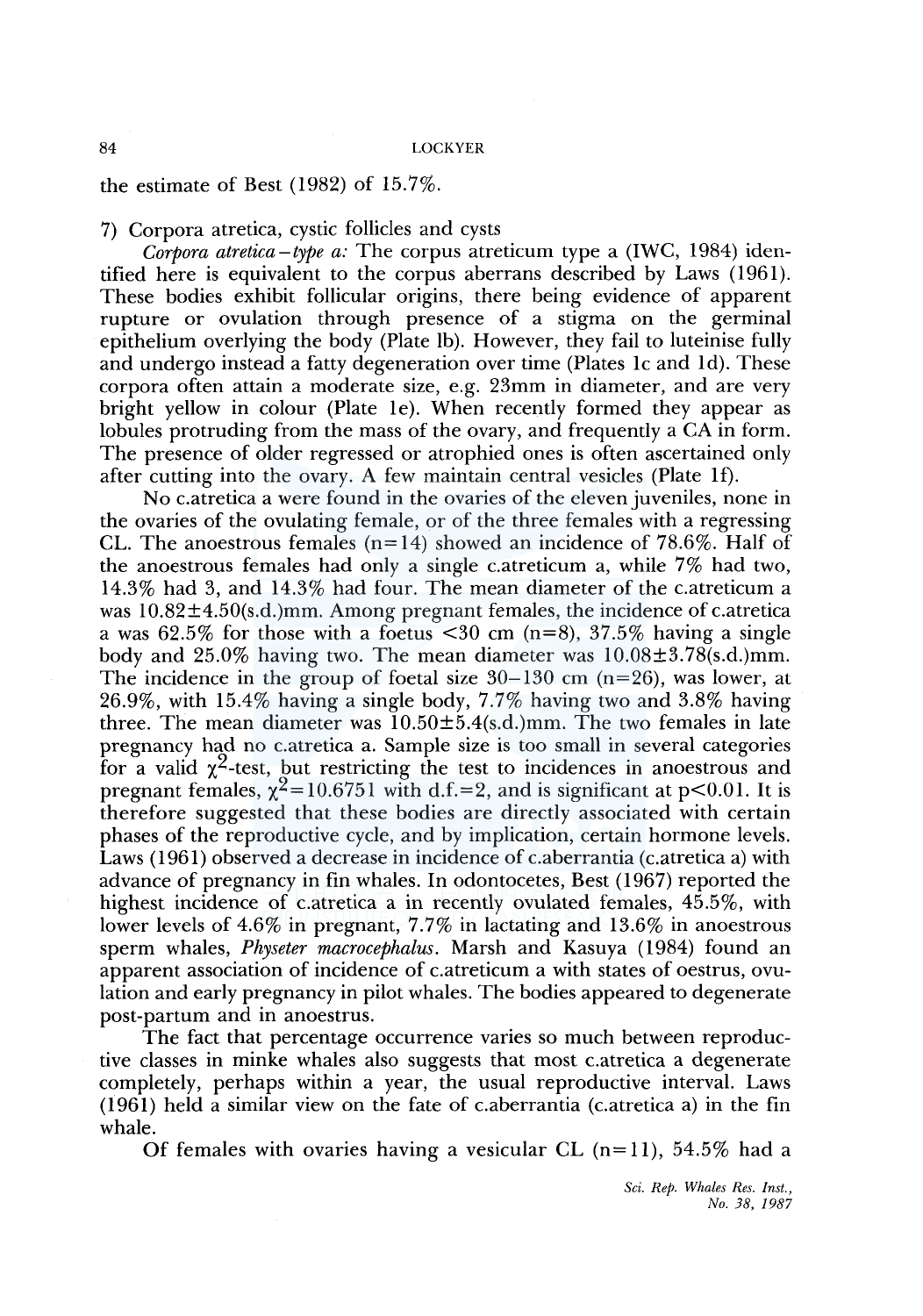the estimate of Best (1982) of 15.7%.

7) Corpora atretica, cystic follicles and cysts

*Corpora atretica – type a:* The corpus atreticum type a (IWC, 1984) identified here is equivalent to the corpus aberrans described by Laws (1961). These bodies exhibit follicular origins, there being evidence of apparent rupture or ovulation through presence of a stigma on the germinal epithelium overlying the body (Plate 1b). However, they fail to luteinise fully and undergo instead a fatty degeneration over time (Plates 1c and 1d). These corpora often attain a moderate size, e.g. 23mm in diameter, and are very bright yellow in colour (Plate 1e). When recently formed they appear as lobules protruding from the mass of the ovary, and frequently a CA in form. The presence of older regressed or atrophied ones is often ascertained only after cutting into the ovary. A few maintain central vesicles (Plate 1f).

No c.atretica a were found in the ovaries of the eleven juveniles, none in the ovaries of the ovulating female, or of the three females with a regressing CL. The anoestrous females (n=14) showed an incidence of 78.6%. Half of the anoestrous females had only a single c.atreticum a, while 7% had two, 14.3% had 3, and 14.3% had four. The mean diameter of the c.atreticum a was 10.82±4.50(s.d.)mm. Among pregnant females, the incidence of c.atretica a was 62.5% for those with a foetus <30 cm (n=8), 37.5% having a single body and 25.0% having two. The mean diameter was 10.08±3.78(s.d.)mm. The incidence in the group of foetal size 30–130 cm (n=26), was lower, at 26.9%, with 15.4% having a single body, 7.7% having two and 3.8% having three. The mean diameter was 10.50±5.4(s.d.)mm. The two females in late pregnancy had no c.atretica a. Sample size is too small in several categories for a valid $\chi^2$-test, but restricting the test to incidences in anoestrous and pregnant females, $\chi^2=10.6751$ with d.f.=2, and is significant at $p<0.01$. It is therefore suggested that these bodies are directly associated with certain phases of the reproductive cycle, and by implication, certain hormone levels. Laws (1961) observed a decrease in incidence of c.aberrantia (c.atretica a) with advance of pregnancy in fin whales. In odontocetes, Best (1967) reported the highest incidence of c.atretica a in recently ovulated females, 45.5%, with lower levels of 4.6% in pregnant, 7.7% in lactating and 13.6% in anoestrous sperm whales, *Physeter macrocephalus*. Marsh and Kasuya (1984) found an apparent association of incidence of c.atreticum a with states of oestrus, ovulation and early pregnancy in pilot whales. The bodies appeared to degenerate post-partum and in anoestrus.

The fact that percentage occurrence varies so much between reproductive classes in minke whales also suggests that most c.atretica a degenerate completely, perhaps within a year, the usual reproductive interval. Laws (1961) held a similar view on the fate of c.aberrantia (c.atretica a) in the fin whale.

Of females with ovaries having a vesicular CL (n=11), 54.5% had a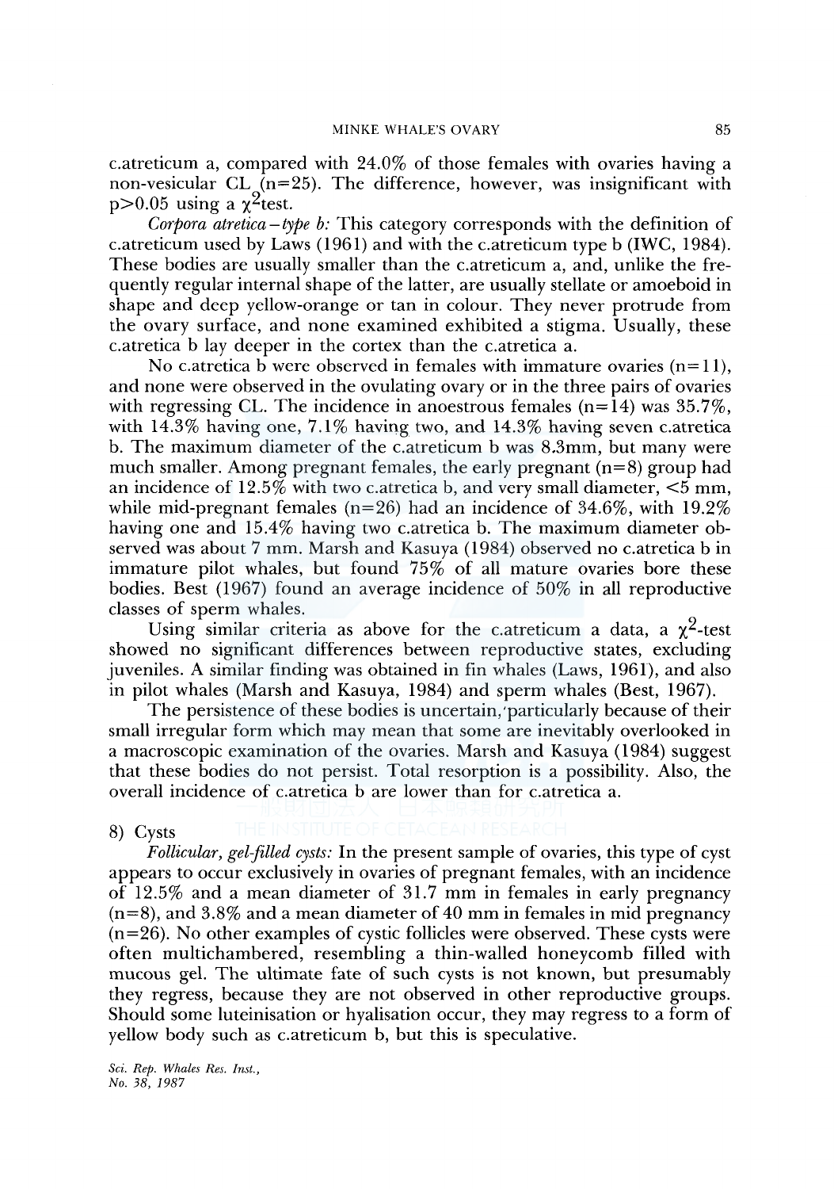c.atreticum a, compared with 24.0% of those females with ovaries having a non-vesicular CL (n=25). The difference, however, was insignificant with p>0.05 using a $\chi^2$test.

*Corpora atretica–type b:* This category corresponds with the definition of c.atreticum used by Laws (1961) and with the c.atreticum type b (IWC, 1984). These bodies are usually smaller than the c.atreticum a, and, unlike the frequently regular internal shape of the latter, are usually stellate or amoeboid in shape and deep yellow-orange or tan in colour. They never protrude from the ovary surface, and none examined exhibited a stigma. Usually, these c.atretica b lay deeper in the cortex than the c.atretica a.

No c.atretica b were observed in females with immature ovaries (n=11), and none were observed in the ovulating ovary or in the three pairs of ovaries with regressing CL. The incidence in anoestrous females (n=14) was 35.7%, with 14.3% having one, 7.1% having two, and 14.3% having seven c.atretica b. The maximum diameter of the c.atreticum b was 8.3mm, but many were much smaller. Among pregnant females, the early pregnant (n=8) group had an incidence of 12.5% with two c.atretica b, and very small diameter, <5 mm, while mid-pregnant females (n=26) had an incidence of 34.6%, with 19.2% having one and 15.4% having two c.atretica b. The maximum diameter observed was about 7 mm. Marsh and Kasuya (1984) observed no c.atretica b in immature pilot whales, but found 75% of all mature ovaries bore these bodies. Best (1967) found an average incidence of 50% in all reproductive classes of sperm whales.

Using similar criteria as above for the c.atreticum a data, a $\chi^2$-test showed no significant differences between reproductive states, excluding juveniles. A similar finding was obtained in fin whales (Laws, 1961), and also in pilot whales (Marsh and Kasuya, 1984) and sperm whales (Best, 1967).

The persistence of these bodies is uncertain, particularly because of their small irregular form which may mean that some are inevitably overlooked in a macroscopic examination of the ovaries. Marsh and Kasuya (1984) suggest that these bodies do not persist. Total resorption is a possibility. Also, the overall incidence of c.atretica b are lower than for c.atretica a.

8) Cysts

*Follicular, gel-filled cysts:* In the present sample of ovaries, this type of cyst appears to occur exclusively in ovaries of pregnant females, with an incidence of 12.5% and a mean diameter of 31.7 mm in females in early pregnancy (n=8), and 3.8% and a mean diameter of 40 mm in females in mid pregnancy (n=26). No other examples of cystic follicles were observed. These cysts were often multichambered, resembling a thin-walled honeycomb filled with mucous gel. The ultimate fate of such cysts is not known, but presumably they regress, because they are not observed in other reproductive groups. Should some luteinisation or hyalisation occur, they may regress to a form of yellow body such as c.atreticum b, but this is speculative.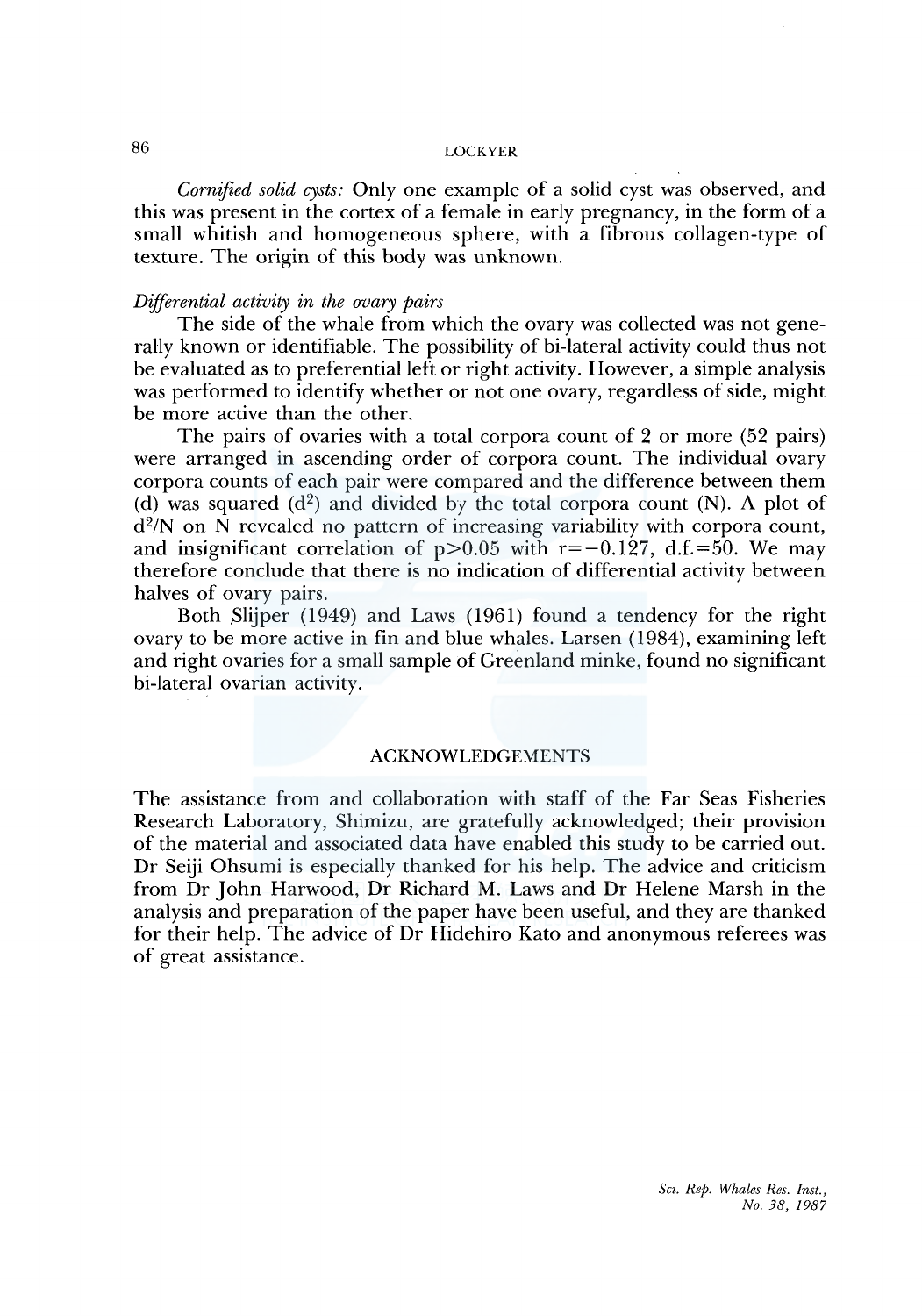*Cornified solid cysts:* Only one example of a solid cyst was observed, and this was present in the cortex of a female in early pregnancy, in the form of a small whitish and homogeneous sphere, with a fibrous collagen-type of texture. The origin of this body was unknown.

*Differential activity in the ovary pairs*

The side of the whale from which the ovary was collected was not generally known or identifiable. The possibility of bi-lateral activity could thus not be evaluated as to preferential left or right activity. However, a simple analysis was performed to identify whether or not one ovary, regardless of side, might be more active than the other.

The pairs of ovaries with a total corpora count of 2 or more (52 pairs) were arranged in ascending order of corpora count. The individual ovary corpora counts of each pair were compared and the difference between them (d) was squared ($d^2$) and divided by the total corpora count (N). A plot of $d^2/N$ on N revealed no pattern of increasing variability with corpora count, and insignificant correlation of $p>0.05$ with $r=-0.127$, d.f.$=50$. We may therefore conclude that there is no indication of differential activity between halves of ovary pairs.

Both Slijper (1949) and Laws (1961) found a tendency for the right ovary to be more active in fin and blue whales. Larsen (1984), examining left and right ovaries for a small sample of Greenland minke, found no significant bi-lateral ovarian activity.

## ACKNOWLEDGEMENTS

The assistance from and collaboration with staff of the Far Seas Fisheries Research Laboratory, Shimizu, are gratefully acknowledged; their provision of the material and associated data have enabled this study to be carried out. Dr Seiji Ohsumi is especially thanked for his help. The advice and criticism from Dr John Harwood, Dr Richard M. Laws and Dr Helene Marsh in the analysis and preparation of the paper have been useful, and they are thanked for their help. The advice of Dr Hidehiro Kato and anonymous referees was of great assistance.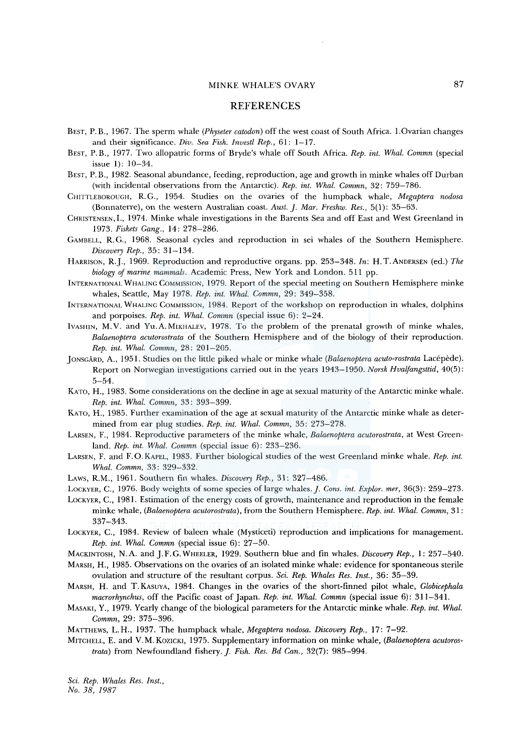## REFERENCES

Best, P.B., 1967. The sperm whale (*Physeter catodon*) off the west coast of South Africa. 1.Ovarian changes and their significance. *Div. Sea Fish. Investl Rep.*, 61: 1–17.

Best, P.B., 1977. Two allopatric forms of Bryde's whale off South Africa. *Rep. int. Whal. Commn* (special issue 1): 10–34.

Best, P.B., 1982. Seasonal abundance, feeding, reproduction, age and growth in minke whales off Durban (with incidental observations from the Antarctic). *Rep. int. Whal. Commn*, 32: 759–786.

Chittleborough, R.G., 1954. Studies on the ovaries of the humpback whale, *Megaptera nodosa* (Bonnaterre), on the western Australian coast. *Aust. J. Mar. Freshw. Res.*, 5(1): 35–63.

Christensen, I., 1974. Minke whale investigations in the Barents Sea and off East and West Greenland in 1973. *Fiskets Gang.*, 14: 278–286.

Gambell, R.G., 1968. Seasonal cycles and reproduction in sei whales of the Southern Hemisphere. *Discovery Rep.*, 35: 31–134.

Harrison, R.J., 1969. Reproduction and reproductive organs. pp. 253–348. *In*: H.T. Andersen (ed.) *The biology of marine mammals*. Academic Press, New York and London. 511 pp.

International Whaling Commission, 1979. Report of the special meeting on Southern Hemisphere minke whales, Seattle, May 1978. *Rep. int. Whal. Commn*, 29: 349–358.

International Whaling Commission, 1984. Report of the workshop on reproduction in whales, dolphins and porpoises. *Rep. int. Whal. Commn* (special issue 6): 2–24.

Ivashin, M.V. and Yu.A. Mikhalev, 1978. To the problem of the prenatal growth of minke whales, *Balaenoptera acutorostrata* of the Southern Hemisphere and of the biology of their reproduction. *Rep. int. Whal. Commn*, 28: 201–205.

Jonsgård, A., 1951. Studies on the little piked whale or minke whale (*Balaenoptera acuto-rostrata* Lacépède). Report on Norwegian investigations carried out in the years 1943–1950. *Norsk Hvalfangsttid*, 40(5): 5–54.

Kato, H., 1983. Some considerations on the decline in age at sexual maturity of the Antarctic minke whale. *Rep. int. Whal. Commn*, 33: 393–399.

Kato, H., 1985. Further examination of the age at sexual maturity of the Antarctic minke whale as determined from ear plug studies. *Rep. int. Whal. Commn*, 35: 273–278.

Larsen, F., 1984. Reproductive parameters of the minke whale, *Balaenoptera acutorostrata*, at West Greenland. *Rep. int. Whal. Commn* (special issue 6): 233–236.

Larsen, F. and F.O. Kapel, 1983. Further biological studies of the west Greenland minke whale. *Rep. int. Whal. Commn*, 33: 329–332.

Laws, R.M., 1961. Southern fin whales. *Discovery Rep.*, 31: 327–486.

Lockyer, C., 1976. Body weights of some species of large whales. *J. Cons. int. Explor. mer*, 36(3): 259–273.

Lockyer, C., 1981. Estimation of the energy costs of growth, maintenance and reproduction in the female minke whale, (*Balaenoptera acutorostrata*), from the Southern Hemisphere. *Rep. int. Whal. Commn*, 31: 337–343.

Lockyer, C., 1984. Review of baleen whale (Mysticeti) reproduction and implications for management. *Rep. int. Whal. Commn* (special issue 6): 27–50.

Mackintosh, N.A. and J.F.G. Wheeler, 1929. Southern blue and fin whales. *Discovery Rep.*, 1: 257–540.

Marsh, H., 1985. Observations on the ovaries of an isolated minke whale: evidence for spontaneous sterile ovulation and structure of the resultant corpus. *Sci. Rep. Whales Res. Inst.*, 36: 35–39.

Marsh, H. and T. Kasuya, 1984. Changes in the ovaries of the short-finned pilot whale, *Globicephala macrorhynchus*, off the Pacific coast of Japan. *Rep. int. Whal. Commn* (special issue 6): 311–341.

Masaki, Y., 1979. Yearly change of the biological parameters for the Antarctic minke whale. *Rep. int. Whal. Commn*, 29: 375–396.

Matthews, L.H., 1937. The humpback whale, *Megaptera nodosa*. *Discovery Rep.*, 17: 7–92.

Mitchell, E. and V.M. Kozicki, 1975. Supplementary information on minke whale, (*Balaenoptera acutorostrata*) from Newfoundland fishery. *J. Fish. Res. Bd Can.*, 32(7): 985–994.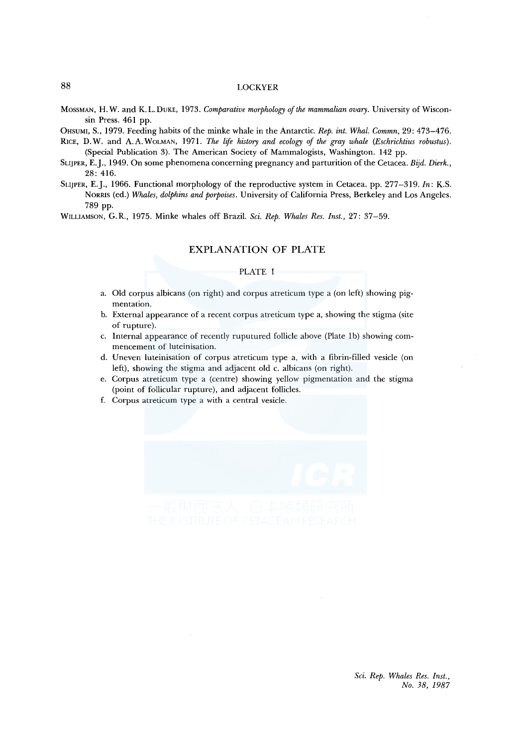MOSSMAN, H. W. and K. L. DUKE, 1973. *Comparative morphology of the mammalian ovary*. University of Wisconsin Press. 461 pp.

OHSUMI, S., 1979. Feeding habits of the minke whale in the Antarctic. *Rep. int. Whal. Commn*, 29: 473–476.

RICE, D. W. and A. A. WOLMAN, 1971. *The life history and ecology of the gray whale (Eschrichtius robustus)*. (Special Publication 3). The American Society of Mammalogists, Washington. 142 pp.

SLIJPER, E. J., 1949. On some phenomena concerning pregnancy and parturition of the Cetacea. *Bijd. Dierk.*, 28: 416.

SLIJPER, E. J., 1966. Functional morphology of the reproductive system in Cetacea. pp. 277–319. *In*: K.S. NORRIS (ed.) *Whales, dolphins and porpoises*. University of California Press, Berkeley and Los Angeles. 789 pp.

WILLIAMSON, G. R., 1975. Minke whales off Brazil. *Sci. Rep. Whales Res. Inst.*, 27: 37–59.

## EXPLANATION OF PLATE

### PLATE I

a. Old corpus albicans (on right) and corpus atreticum type a (on left) showing pigmentation.

b. External appearance of a recent corpus atreticum type a, showing the stigma (site of rupture).

c. Internal appearance of recently ruputured follicle above (Plate 1b) showing commencement of luteinisation.

d. Uneven luteinisation of corpus atreticum type a, with a fibrin-filled vesicle (on left), showing the stigma and adjacent old c. albicans (on right).

e. Corpus atreticum type a (centre) showing yellow pigmentation and the stigma (point of follicular rupture), and adjacent follicles.

f. Corpus atreticum type a with a central vesicle.